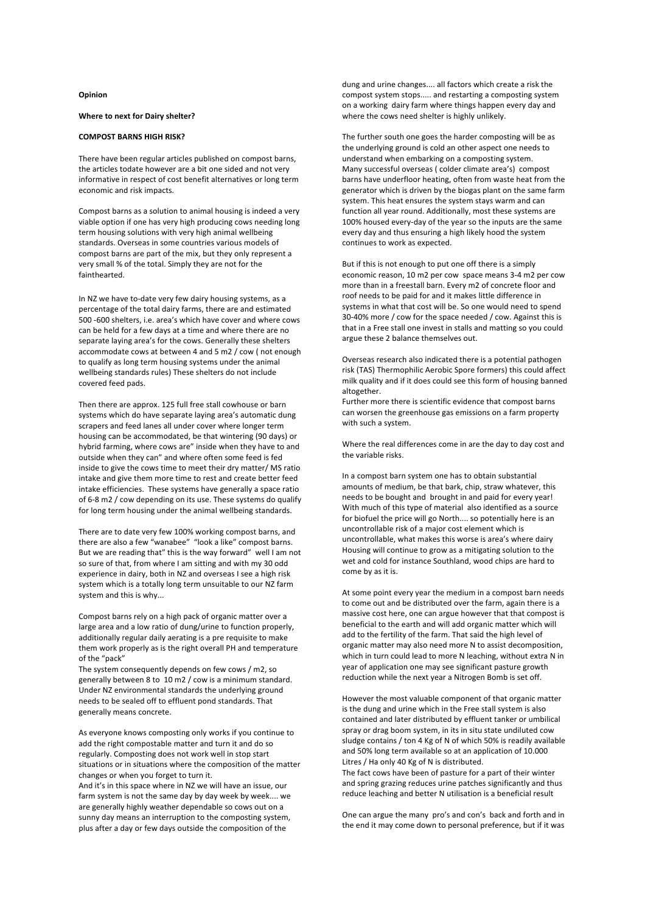**Opinion**

**Where to next for Dairy shelter?**

**COMPOST BARNS HIGH RISK?**

There have been regular articles published on compost barns, the articles todate however are a bit one sided and not very informative in respect of cost benefit alternatives or long term economic and risk impacts.

Compost barns as a solution to animal housing is indeed a very viable option if one has very high producing cows needing long term housing solutions with very high animal wellbeing standards. Overseas in some countries various models of compost barns are part of the mix, but they only represent a very small % of the total. Simply they are not for the fainthearted.

In NZ we have to-date very few dairy housing systems, as a percentage of the total dairy farms, there are and estimated 500 -600 shelters, i.e. area's which have cover and where cows can be held for a few days at a time and where there are no separate laying area's for the cows. Generally these shelters accommodate cows at between 4 and 5 m2 / cow ( not enough to qualify as long term housing systems under the animal wellbeing standards rules) These shelters do not include covered feed pads.

Then there are approx. 125 full free stall cowhouse or barn systems which do have separate laying area's automatic dung scrapers and feed lanes all under cover where longer term housing can be accommodated, be that wintering (90 days) or hybrid farming, where cows are" inside when they have to and outside when they can" and where often some feed is fed inside to give the cows time to meet their dry matter/ MS ratio intake and give them more time to rest and create better feed intake efficiencies. These systems have generally a space ratio of 6-8 m2 / cow depending on its use. These systems do qualify for long term housing under the animal wellbeing standards.

There are to date very few 100% working compost barns, and there are also a few "wanabee" "look a like" compost barns. But we are reading that" this is the way forward" well I am not so sure of that, from where I am sitting and with my 30 odd experience in dairy, both in NZ and overseas I see a high risk system which is a totally long term unsuitable to our NZ farm system and this is why...

Compost barns rely on a high pack of organic matter over a large area and a low ratio of dung/urine to function properly, additionally regular daily aerating is a pre requisite to make them work properly as is the right overall PH and temperature of the "pack"

The system consequently depends on few cows / m2, so generally between 8 to 10 m2 / cow is a minimum standard. Under NZ environmental standards the underlying ground needs to be sealed off to effluent pond standards. That generally means concrete.

As everyone knows composting only works if you continue to add the right compostable matter and turn it and do so regularly. Composting does not work well in stop start situations or in situations where the composition of the matter changes or when you forget to turn it.

And it's in this space where in NZ we will have an issue, our farm system is not the same day by day week by week.... we are generally highly weather dependable so cows out on a sunny day means an interruption to the composting system, plus after a day or few days outside the composition of the dung and urine changes.... all factors which create a risk the compost system stops..... and restarting a composting system on a working dairy farm where things happen every day and where the cows need shelter is highly unlikely.

The further south one goes the harder composting will be as the underlying ground is cold an other aspect one needs to understand when embarking on a composting system.

Many successful overseas ( colder climate area's) compost barns have underfloor heating, often from waste heat from the generator which is driven by the biogas plant on the same farm system. This heat ensures the system stays warm and can function all year round. Additionally, most these systems are 100% housed every-day of the year so the inputs are the same every day and thus ensuring a high likely hood the system continues to work as expected.

But if this is not enough to put one off there is a simply economic reason, 10 m2 per cow space means 3-4 m2 per cow more than in a freestall barn. Every m2 of concrete floor and roof needs to be paid for and it makes little difference in systems in what that cost will be. So one would need to spend 30-40% more / cow for the space needed / cow. Against this is that in a Free stall one invest in stalls and matting so you could argue these 2 balance themselves out.

Overseas research also indicated there is a potential pathogen risk (TAS) Thermophilic Aerobic Spore formers) this could affect milk quality and if it does could see this form of housing banned altogether.

Further more there is scientific evidence that compost barns can worsen the greenhouse gas emissions on a farm property with such a system.

Where the real differences come in are the day to day cost and the variable risks.

In a compost barn system one has to obtain substantial amounts of medium, be that bark, chip, straw whatever, this needs to be bought and brought in and paid for every year! With much of this type of material also identified as a source for biofuel the price will go North.... so potentially here is an uncontrollable risk of a major cost element which is uncontrollable, what makes this worse is area's where dairy Housing will continue to grow as a mitigating solution to the wet and cold for instance Southland, wood chips are hard to come by as it is.

At some point every year the medium in a compost barn needs to come out and be distributed over the farm, again there is a massive cost here, one can argue however that that compost is beneficial to the earth and will add organic matter which will add to the fertility of the farm. That said the high level of organic matter may also need more N to assist decomposition, which in turn could lead to more N leaching, without extra N in year of application one may see significant pasture growth reduction while the next year a Nitrogen Bomb is set off.

However the most valuable component of that organic matter is the dung and urine which in the Free stall system is also contained and later distributed by effluent tanker or umbilical spray or drag boom system, in its in situ state undiluted cow sludge contains / ton 4 Kg of N of which 50% is readily available and 50% long term available so at an application of 10.000 Litres / Ha only 40 Kg of N is distributed.

The fact cows have been of pasture for a part of their winter and spring grazing reduces urine patches significantly and thus reduce leaching and better N utilisation is a beneficial result

One can argue the many pro's and con's back and forth and in the end it may come down to personal preference, but if it was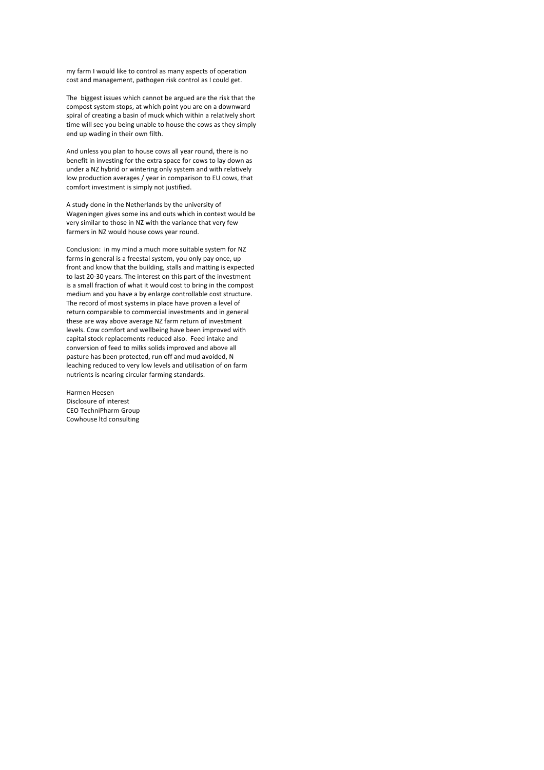my farm I would like to control as many aspects of operation cost and management, pathogen risk control as I could get.

The biggest issues which cannot be argued are the risk that the compost system stops, at which point you are on a downward spiral of creating a basin of muck which within a relatively short time will see you being unable to house the cows as they simply end up wading in their own filth.

And unless you plan to house cows all year round, there is no benefit in investing for the extra space for cows to lay down as under a NZ hybrid or wintering only system and with relatively low production averages / year in comparison to EU cows, that comfort investment is simply not justified.

A study done in the Netherlands by the university of Wageningen gives some ins and outs which in context would be very similar to those in NZ with the variance that very few farmers in NZ would house cows year round.

Conclusion: in my mind a much more suitable system for NZ farms in general is a freestal system, you only pay once, up front and know that the building, stalls and matting is expected to last 20-30 years. The interest on this part of the investment is a small fraction of what it would cost to bring in the compost medium and you have a by enlarge controllable cost structure. The record of most systems in place have proven a level of return comparable to commercial investments and in general these are way above average NZ farm return of investment levels. Cow comfort and wellbeing have been improved with capital stock replacements reduced also. Feed intake and conversion of feed to milks solids improved and above all pasture has been protected, run off and mud avoided, N leaching reduced to very low levels and utilisation of on farm nutrients is nearing circular farming standards.

Harmen Heesen
Disclosure of interest
CEO TechniPharm Group
Cowhouse ltd consulting